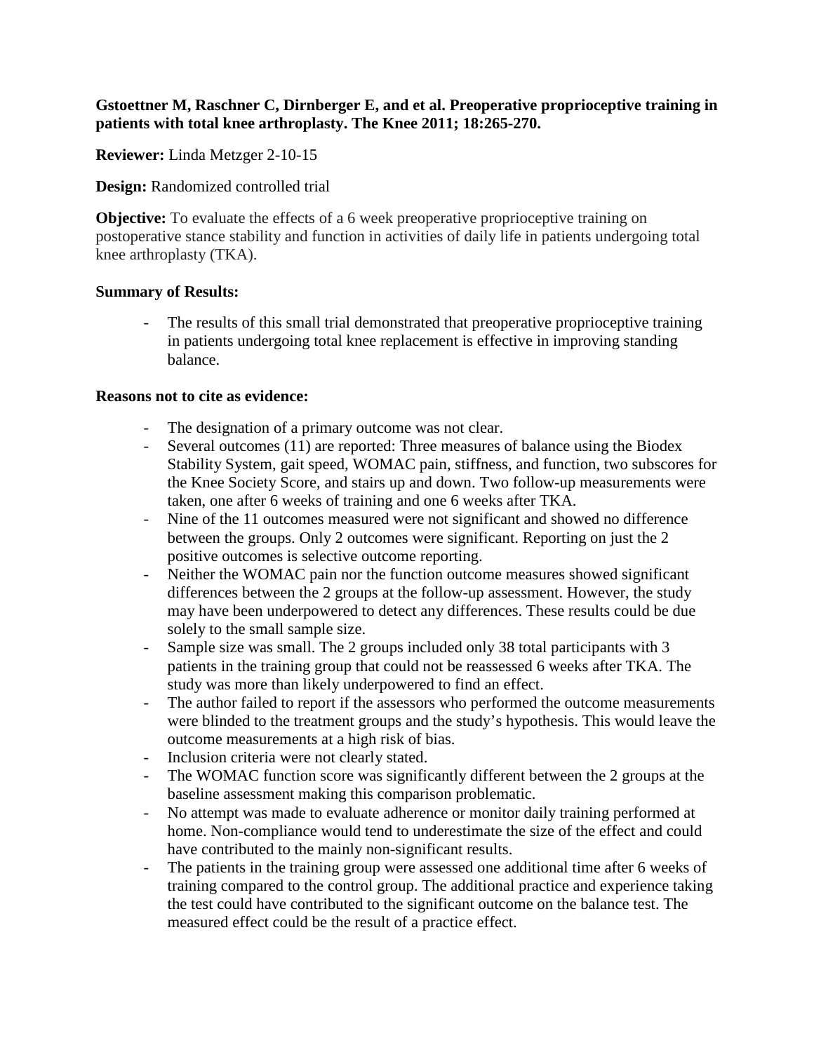**Gstoettner M, Raschner C, Dirnberger E, and et al. Preoperative proprioceptive training in patients with total knee arthroplasty. The Knee 2011; 18:265-270.**

**Reviewer:** Linda Metzger 2-10-15

**Design:** Randomized controlled trial

**Objective:** To evaluate the effects of a 6 week preoperative proprioceptive training on postoperative stance stability and function in activities of daily life in patients undergoing total knee arthroplasty (TKA).

**Summary of Results:**

- The results of this small trial demonstrated that preoperative proprioceptive training in patients undergoing total knee replacement is effective in improving standing balance.

**Reasons not to cite as evidence:**

- The designation of a primary outcome was not clear.
- Several outcomes (11) are reported: Three measures of balance using the Biodex Stability System, gait speed, WOMAC pain, stiffness, and function, two subscores for the Knee Society Score, and stairs up and down. Two follow-up measurements were taken, one after 6 weeks of training and one 6 weeks after TKA.
- Nine of the 11 outcomes measured were not significant and showed no difference between the groups. Only 2 outcomes were significant. Reporting on just the 2 positive outcomes is selective outcome reporting.
- Neither the WOMAC pain nor the function outcome measures showed significant differences between the 2 groups at the follow-up assessment. However, the study may have been underpowered to detect any differences. These results could be due solely to the small sample size.
- Sample size was small. The 2 groups included only 38 total participants with 3 patients in the training group that could not be reassessed 6 weeks after TKA. The study was more than likely underpowered to find an effect.
- The author failed to report if the assessors who performed the outcome measurements were blinded to the treatment groups and the study's hypothesis. This would leave the outcome measurements at a high risk of bias.
- Inclusion criteria were not clearly stated.
- The WOMAC function score was significantly different between the 2 groups at the baseline assessment making this comparison problematic.
- No attempt was made to evaluate adherence or monitor daily training performed at home. Non-compliance would tend to underestimate the size of the effect and could have contributed to the mainly non-significant results.
- The patients in the training group were assessed one additional time after 6 weeks of training compared to the control group. The additional practice and experience taking the test could have contributed to the significant outcome on the balance test. The measured effect could be the result of a practice effect.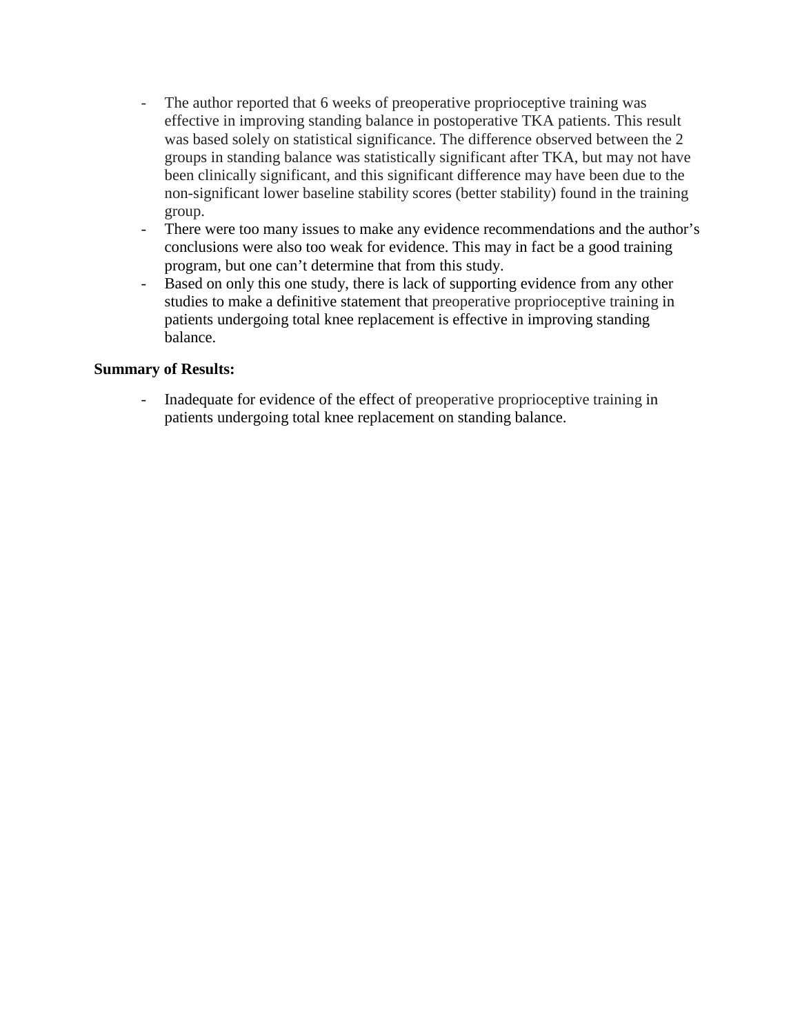- The author reported that 6 weeks of preoperative proprioceptive training was effective in improving standing balance in postoperative TKA patients. This result was based solely on statistical significance. The difference observed between the 2 groups in standing balance was statistically significant after TKA, but may not have been clinically significant, and this significant difference may have been due to the non-significant lower baseline stability scores (better stability) found in the training group.
- There were too many issues to make any evidence recommendations and the author's conclusions were also too weak for evidence. This may in fact be a good training program, but one can't determine that from this study.
- Based on only this one study, there is lack of supporting evidence from any other studies to make a definitive statement that preoperative proprioceptive training in patients undergoing total knee replacement is effective in improving standing balance.

**Summary of Results:**

- Inadequate for evidence of the effect of preoperative proprioceptive training in patients undergoing total knee replacement on standing balance.